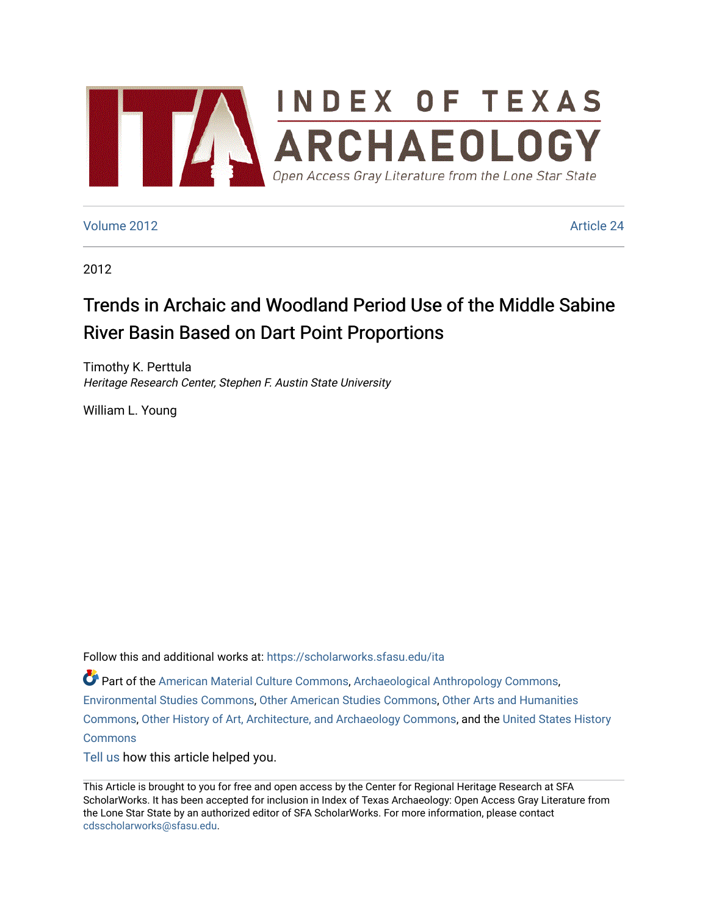# INDEX OF TEXAS ARCHAEOLOGY

Open Access Gray Literature from the Lone Star State

Volume 2012 | Article 24

2012

## Trends in Archaic and Woodland Period Use of the Middle Sabine River Basin Based on Dart Point Proportions

Timothy K. Perttula
*Heritage Research Center, Stephen F. Austin State University*

William L. Young

Follow this and additional works at: https://scholarworks.sfasu.edu/ita

Part of the American Material Culture Commons, Archaeological Anthropology Commons, Environmental Studies Commons, Other American Studies Commons, Other Arts and Humanities Commons, Other History of Art, Architecture, and Archaeology Commons, and the United States History Commons

Tell us how this article helped you.

This Article is brought to you for free and open access by the Center for Regional Heritage Research at SFA ScholarWorks. It has been accepted for inclusion in Index of Texas Archaeology: Open Access Gray Literature from the Lone Star State by an authorized editor of SFA ScholarWorks. For more information, please contact cdsscholarworks@sfasu.edu.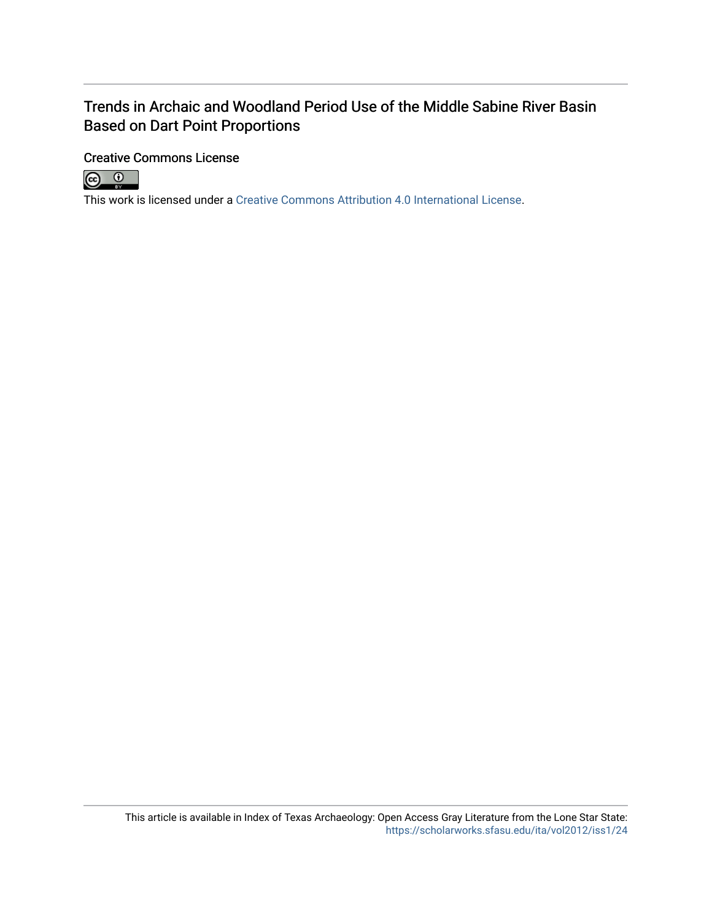# Trends in Archaic and Woodland Period Use of the Middle Sabine River Basin Based on Dart Point Proportions

Creative Commons License

This work is licensed under a Creative Commons Attribution 4.0 International License.

This article is available in Index of Texas Archaeology: Open Access Gray Literature from the Lone Star State: https://scholarworks.sfasu.edu/ita/vol2012/iss1/24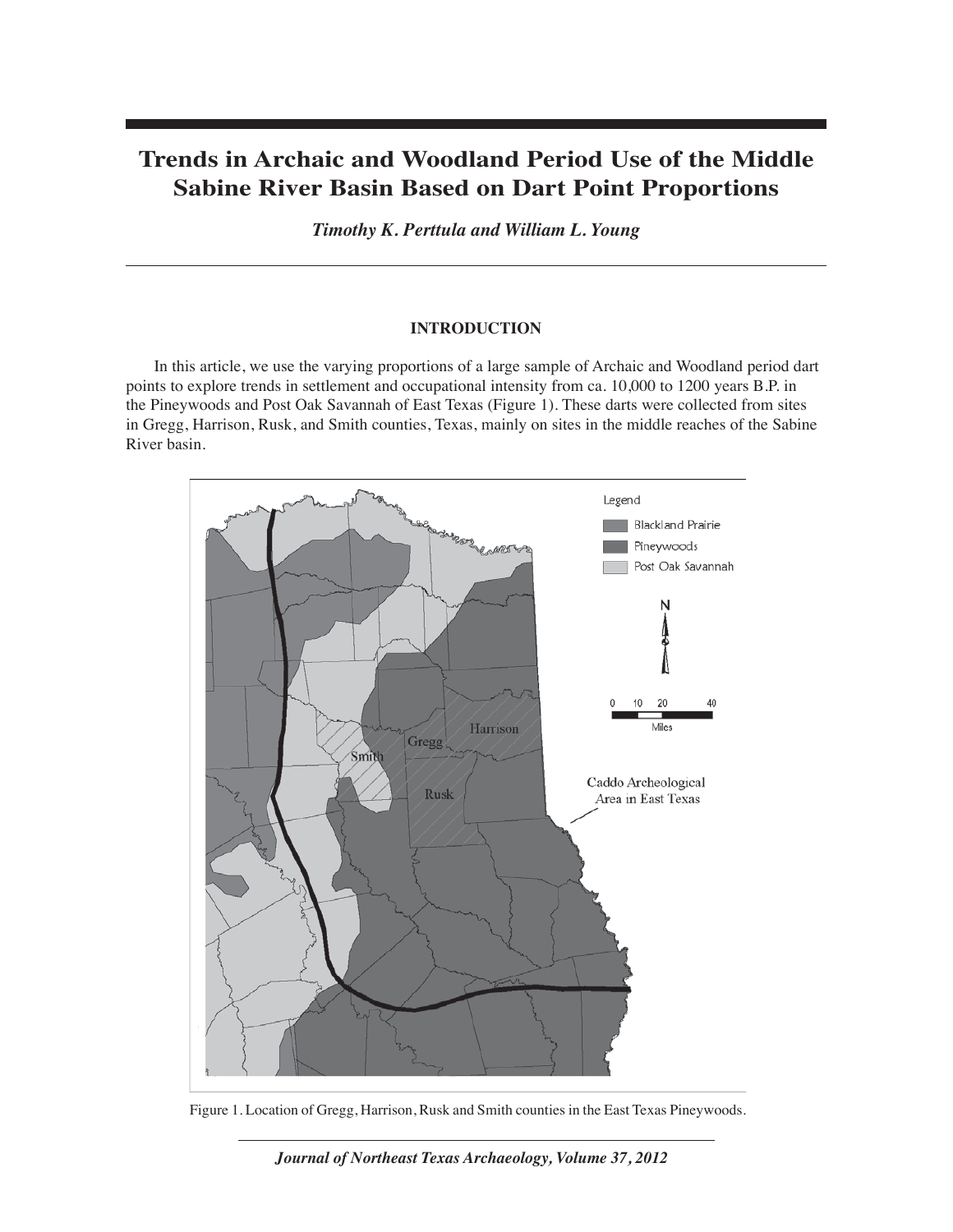# Trends in Archaic and Woodland Period Use of the Middle Sabine River Basin Based on Dart Point Proportions

***Timothy K. Perttula and William L. Young***

## INTRODUCTION

In this article, we use the varying proportions of a large sample of Archaic and Woodland period dart points to explore trends in settlement and occupational intensity from ca. 10,000 to 1200 years B.P. in the Pineywoods and Post Oak Savannah of East Texas (Figure 1). These darts were collected from sites in Gregg, Harrison, Rusk, and Smith counties, Texas, mainly on sites in the middle reaches of the Sabine River basin.

Figure 1. Location of Gregg, Harrison, Rusk and Smith counties in the East Texas Pineywoods.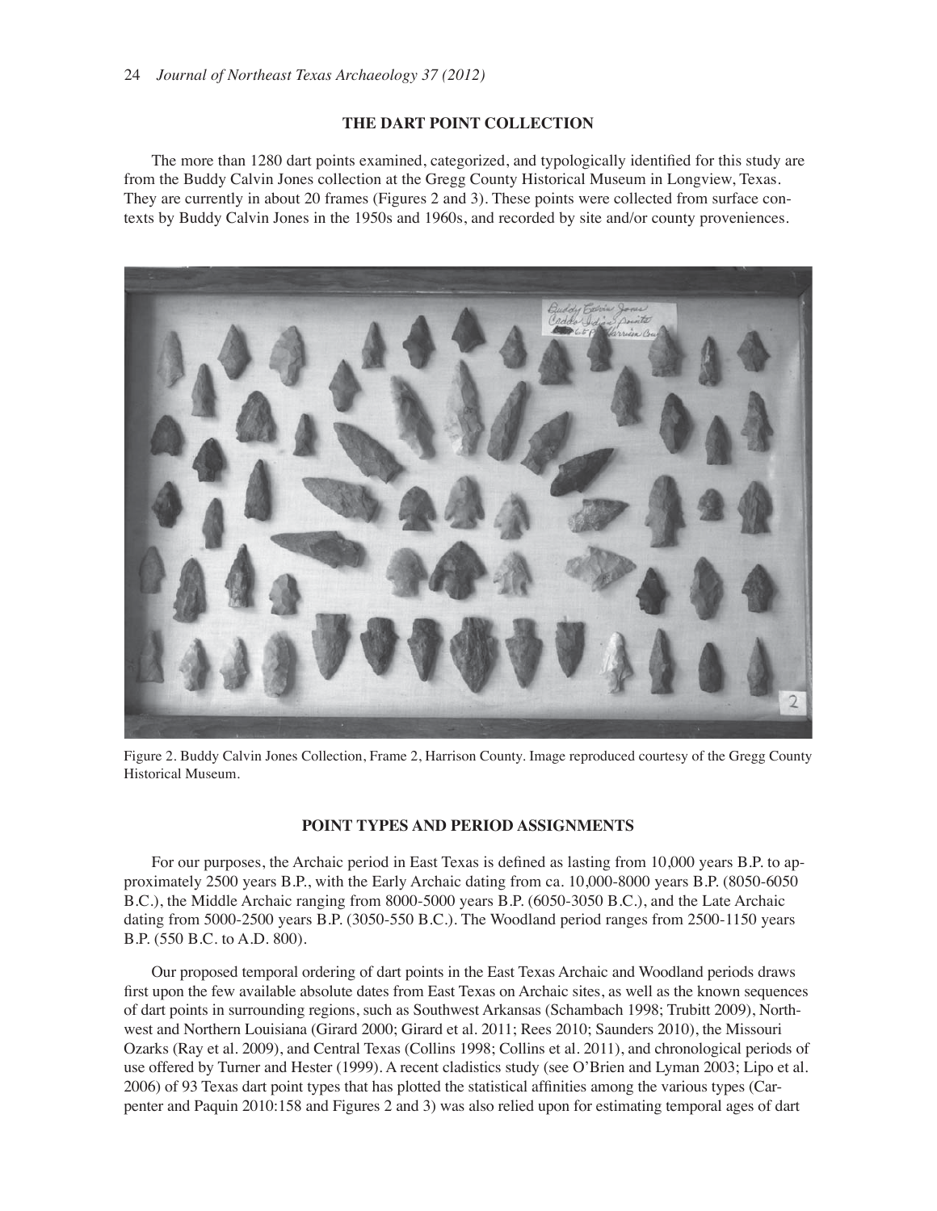## THE DART POINT COLLECTION

The more than 1280 dart points examined, categorized, and typologically identified for this study are from the Buddy Calvin Jones collection at the Gregg County Historical Museum in Longview, Texas. They are currently in about 20 frames (Figures 2 and 3). These points were collected from surface contexts by Buddy Calvin Jones in the 1950s and 1960s, and recorded by site and/or county proveniences.

Figure 2. Buddy Calvin Jones Collection, Frame 2, Harrison County. Image reproduced courtesy of the Gregg County Historical Museum.

## POINT TYPES AND PERIOD ASSIGNMENTS

For our purposes, the Archaic period in East Texas is defined as lasting from 10,000 years B.P. to approximately 2500 years B.P., with the Early Archaic dating from ca. 10,000-8000 years B.P. (8050-6050 B.C.), the Middle Archaic ranging from 8000-5000 years B.P. (6050-3050 B.C.), and the Late Archaic dating from 5000-2500 years B.P. (3050-550 B.C.). The Woodland period ranges from 2500-1150 years B.P. (550 B.C. to A.D. 800).

Our proposed temporal ordering of dart points in the East Texas Archaic and Woodland periods draws first upon the few available absolute dates from East Texas on Archaic sites, as well as the known sequences of dart points in surrounding regions, such as Southwest Arkansas (Schambach 1998; Trubitt 2009), Northwest and Northern Louisiana (Girard 2000; Girard et al. 2011; Rees 2010; Saunders 2010), the Missouri Ozarks (Ray et al. 2009), and Central Texas (Collins 1998; Collins et al. 2011), and chronological periods of use offered by Turner and Hester (1999). A recent cladistics study (see O'Brien and Lyman 2003; Lipo et al. 2006) of 93 Texas dart point types that has plotted the statistical affinities among the various types (Carpenter and Paquin 2010:158 and Figures 2 and 3) was also relied upon for estimating temporal ages of dart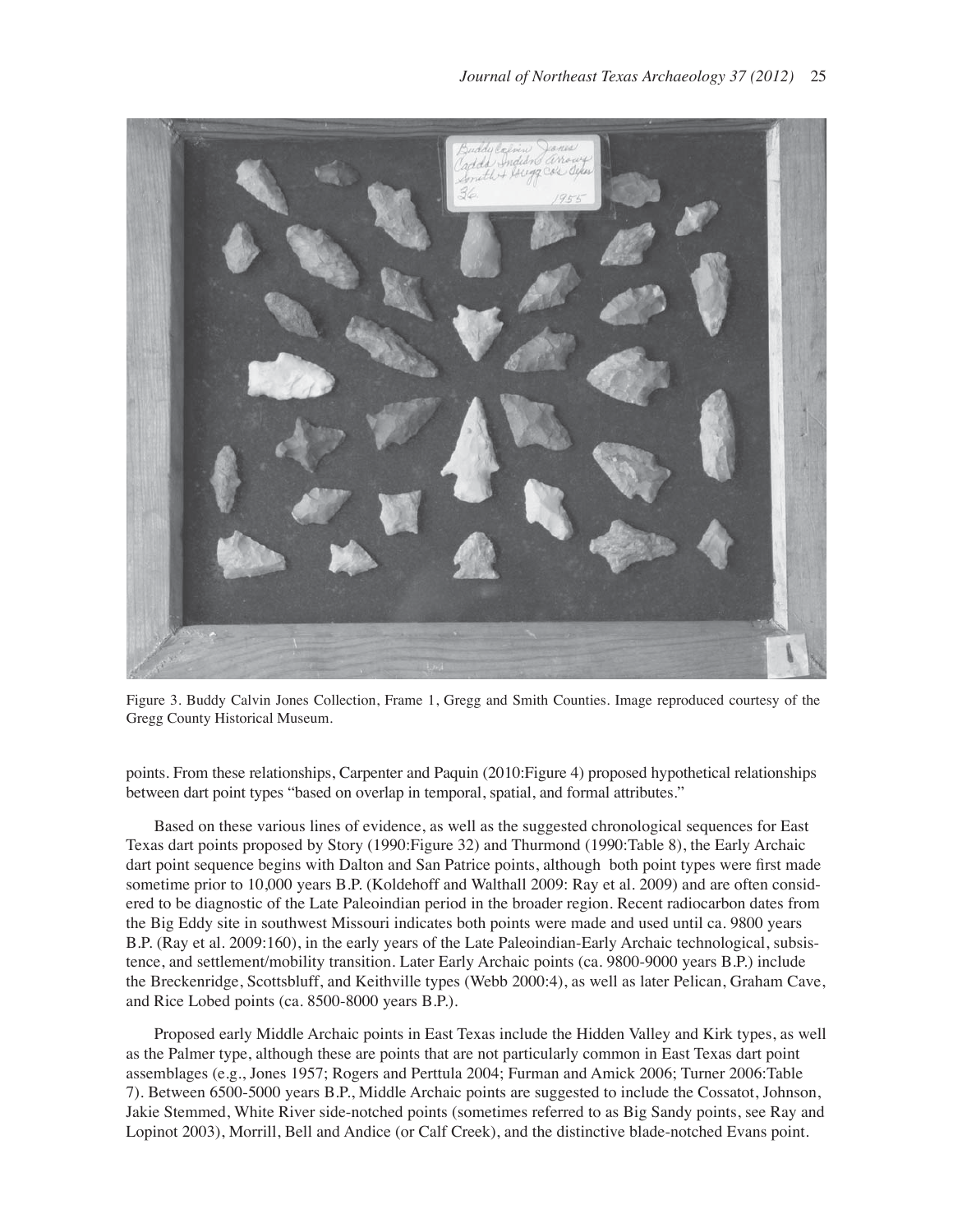Figure 3. Buddy Calvin Jones Collection, Frame 1, Gregg and Smith Counties. Image reproduced courtesy of the Gregg County Historical Museum.

points. From these relationships, Carpenter and Paquin (2010:Figure 4) proposed hypothetical relationships between dart point types "based on overlap in temporal, spatial, and formal attributes."

Based on these various lines of evidence, as well as the suggested chronological sequences for East Texas dart points proposed by Story (1990:Figure 32) and Thurmond (1990:Table 8), the Early Archaic dart point sequence begins with Dalton and San Patrice points, although both point types were first made sometime prior to 10,000 years B.P. (Koldehoff and Walthall 2009: Ray et al. 2009) and are often considered to be diagnostic of the Late Paleoindian period in the broader region. Recent radiocarbon dates from the Big Eddy site in southwest Missouri indicates both points were made and used until ca. 9800 years B.P. (Ray et al. 2009:160), in the early years of the Late Paleoindian-Early Archaic technological, subsistence, and settlement/mobility transition. Later Early Archaic points (ca. 9800-9000 years B.P.) include the Breckenridge, Scottsbluff, and Keithville types (Webb 2000:4), as well as later Pelican, Graham Cave, and Rice Lobed points (ca. 8500-8000 years B.P.).

Proposed early Middle Archaic points in East Texas include the Hidden Valley and Kirk types, as well as the Palmer type, although these are points that are not particularly common in East Texas dart point assemblages (e.g., Jones 1957; Rogers and Perttula 2004; Furman and Amick 2006; Turner 2006:Table 7). Between 6500-5000 years B.P., Middle Archaic points are suggested to include the Cossatot, Johnson, Jakie Stemmed, White River side-notched points (sometimes referred to as Big Sandy points, see Ray and Lopinot 2003), Morrill, Bell and Andice (or Calf Creek), and the distinctive blade-notched Evans point.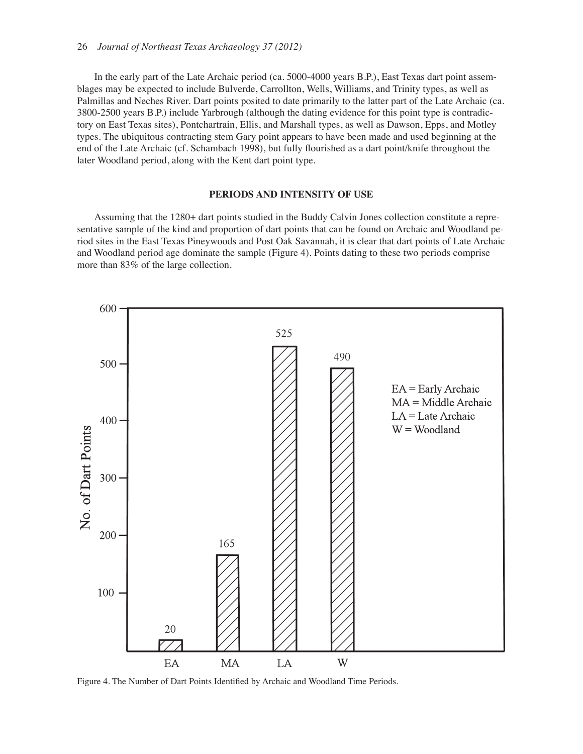In the early part of the Late Archaic period (ca. 5000-4000 years B.P.), East Texas dart point assemblages may be expected to include Bulverde, Carrollton, Wells, Williams, and Trinity types, as well as Palmillas and Neches River. Dart points posited to date primarily to the latter part of the Late Archaic (ca. 3800-2500 years B.P.) include Yarbrough (although the dating evidence for this point type is contradictory on East Texas sites), Pontchartrain, Ellis, and Marshall types, as well as Dawson, Epps, and Motley types. The ubiquitous contracting stem Gary point appears to have been made and used beginning at the end of the Late Archaic (cf. Schambach 1998), but fully flourished as a dart point/knife throughout the later Woodland period, along with the Kent dart point type.

## PERIODS AND INTENSITY OF USE

Assuming that the 1280+ dart points studied in the Buddy Calvin Jones collection constitute a representative sample of the kind and proportion of dart points that can be found on Archaic and Woodland period sites in the East Texas Pineywoods and Post Oak Savannah, it is clear that dart points of Late Archaic and Woodland period age dominate the sample (Figure 4). Points dating to these two periods comprise more than 83% of the large collection.

| Period | No. of Dart Points |
| --- | --- |
| EA = Early Archaic | 20 |
| MA = Middle Archaic | 165 |
| LA = Late Archaic | 525 |
| W = Woodland | 490 |

Figure 4. The Number of Dart Points Identified by Archaic and Woodland Time Periods.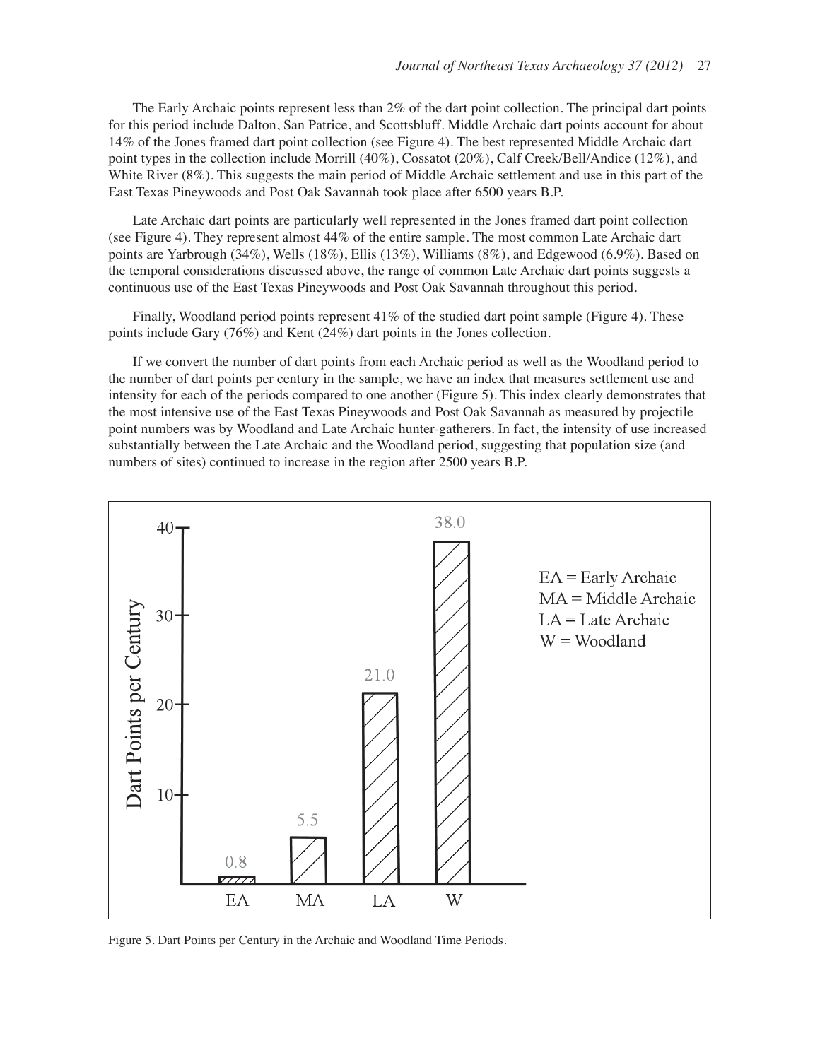The Early Archaic points represent less than 2% of the dart point collection. The principal dart points for this period include Dalton, San Patrice, and Scottsbluff. Middle Archaic dart points account for about 14% of the Jones framed dart point collection (see Figure 4). The best represented Middle Archaic dart point types in the collection include Morrill (40%), Cossatot (20%), Calf Creek/Bell/Andice (12%), and White River (8%). This suggests the main period of Middle Archaic settlement and use in this part of the East Texas Pineywoods and Post Oak Savannah took place after 6500 years B.P.

Late Archaic dart points are particularly well represented in the Jones framed dart point collection (see Figure 4). They represent almost 44% of the entire sample. The most common Late Archaic dart points are Yarbrough (34%), Wells (18%), Ellis (13%), Williams (8%), and Edgewood (6.9%). Based on the temporal considerations discussed above, the range of common Late Archaic dart points suggests a continuous use of the East Texas Pineywoods and Post Oak Savannah throughout this period.

Finally, Woodland period points represent 41% of the studied dart point sample (Figure 4). These points include Gary (76%) and Kent (24%) dart points in the Jones collection.

If we convert the number of dart points from each Archaic period as well as the Woodland period to the number of dart points per century in the sample, we have an index that measures settlement use and intensity for each of the periods compared to one another (Figure 5). This index clearly demonstrates that the most intensive use of the East Texas Pineywoods and Post Oak Savannah as measured by projectile point numbers was by Woodland and Late Archaic hunter-gatherers. In fact, the intensity of use increased substantially between the Late Archaic and the Woodland period, suggesting that population size (and numbers of sites) continued to increase in the region after 2500 years B.P.

| Period | Dart Points per Century |
|---|---|
| EA = Early Archaic | 0.8 |
| MA = Middle Archaic | 5.5 |
| LA = Late Archaic | 21.0 |
| W = Woodland | 38.0 |

Figure 5. Dart Points per Century in the Archaic and Woodland Time Periods.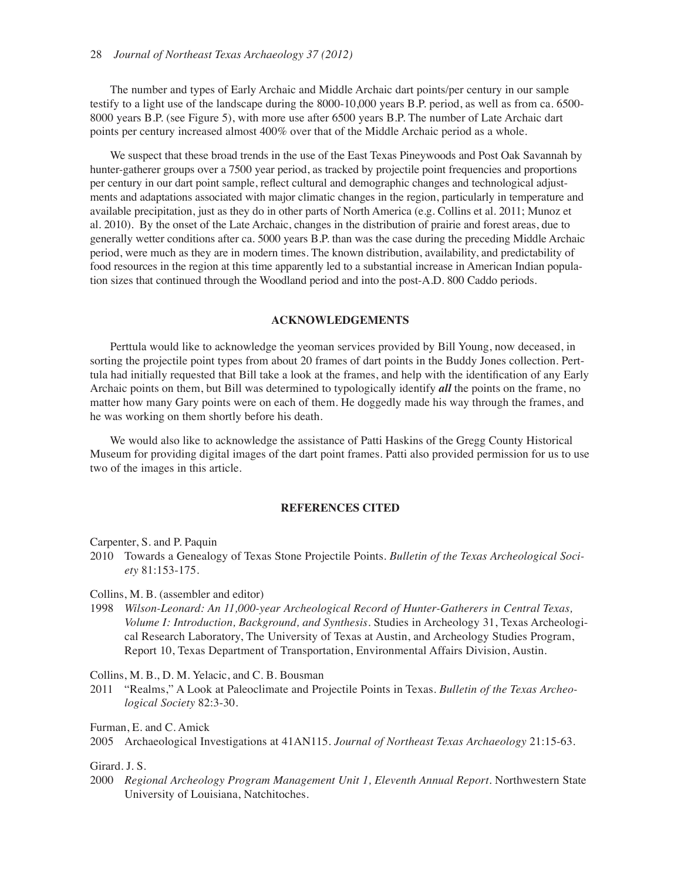The number and types of Early Archaic and Middle Archaic dart points/per century in our sample testify to a light use of the landscape during the 8000-10,000 years B.P. period, as well as from ca. 6500-8000 years B.P. (see Figure 5), with more use after 6500 years B.P. The number of Late Archaic dart points per century increased almost 400% over that of the Middle Archaic period as a whole.

We suspect that these broad trends in the use of the East Texas Pineywoods and Post Oak Savannah by hunter-gatherer groups over a 7500 year period, as tracked by projectile point frequencies and proportions per century in our dart point sample, reflect cultural and demographic changes and technological adjustments and adaptations associated with major climatic changes in the region, particularly in temperature and available precipitation, just as they do in other parts of North America (e.g. Collins et al. 2011; Munoz et al. 2010). By the onset of the Late Archaic, changes in the distribution of prairie and forest areas, due to generally wetter conditions after ca. 5000 years B.P. than was the case during the preceding Middle Archaic period, were much as they are in modern times. The known distribution, availability, and predictability of food resources in the region at this time apparently led to a substantial increase in American Indian population sizes that continued through the Woodland period and into the post-A.D. 800 Caddo periods.

## ACKNOWLEDGEMENTS

Perttula would like to acknowledge the yeoman services provided by Bill Young, now deceased, in sorting the projectile point types from about 20 frames of dart points in the Buddy Jones collection. Perttula had initially requested that Bill take a look at the frames, and help with the identification of any Early Archaic points on them, but Bill was determined to typologically identify ***all*** the points on the frame, no matter how many Gary points were on each of them. He doggedly made his way through the frames, and he was working on them shortly before his death.

We would also like to acknowledge the assistance of Patti Haskins of the Gregg County Historical Museum for providing digital images of the dart point frames. Patti also provided permission for us to use two of the images in this article.

## REFERENCES CITED

Carpenter, S. and P. Paquin

2010 Towards a Genealogy of Texas Stone Projectile Points. *Bulletin of the Texas Archeological Society* 81:153-175.

Collins, M. B. (assembler and editor)

1998 *Wilson-Leonard: An 11,000-year Archeological Record of Hunter-Gatherers in Central Texas, Volume I: Introduction, Background, and Synthesis*. Studies in Archeology 31, Texas Archeological Research Laboratory, The University of Texas at Austin, and Archeology Studies Program, Report 10, Texas Department of Transportation, Environmental Affairs Division, Austin.

Collins, M. B., D. M. Yelacic, and C. B. Bousman

2011 "Realms," A Look at Paleoclimate and Projectile Points in Texas. *Bulletin of the Texas Archeological Society* 82:3-30.

Furman, E. and C. Amick

2005 Archaeological Investigations at 41AN115. *Journal of Northeast Texas Archaeology* 21:15-63.

Girard. J. S.

2000 *Regional Archeology Program Management Unit 1, Eleventh Annual Report*. Northwestern State University of Louisiana, Natchitoches.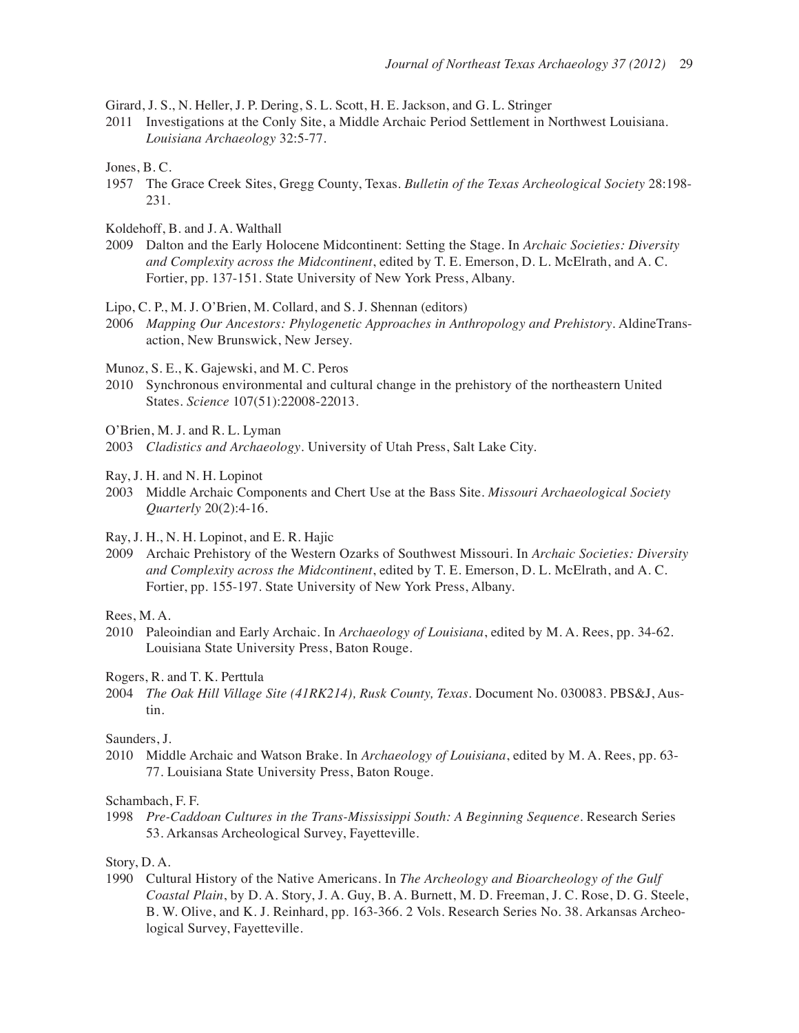Girard, J. S., N. Heller, J. P. Dering, S. L. Scott, H. E. Jackson, and G. L. Stringer

2011 Investigations at the Conly Site, a Middle Archaic Period Settlement in Northwest Louisiana. *Louisiana Archaeology* 32:5-77.

Jones, B. C.

1957 The Grace Creek Sites, Gregg County, Texas. *Bulletin of the Texas Archeological Society* 28:198-231.

Koldehoff, B. and J. A. Walthall

2009 Dalton and the Early Holocene Midcontinent: Setting the Stage. In *Archaic Societies: Diversity and Complexity across the Midcontinent*, edited by T. E. Emerson, D. L. McElrath, and A. C. Fortier, pp. 137-151. State University of New York Press, Albany.

Lipo, C. P., M. J. O'Brien, M. Collard, and S. J. Shennan (editors)

2006 *Mapping Our Ancestors: Phylogenetic Approaches in Anthropology and Prehistory*. AldineTransaction, New Brunswick, New Jersey.

Munoz, S. E., K. Gajewski, and M. C. Peros

2010 Synchronous environmental and cultural change in the prehistory of the northeastern United States. *Science* 107(51):22008-22013.

O'Brien, M. J. and R. L. Lyman

2003 *Cladistics and Archaeology*. University of Utah Press, Salt Lake City.

Ray, J. H. and N. H. Lopinot

2003 Middle Archaic Components and Chert Use at the Bass Site. *Missouri Archaeological Society Quarterly* 20(2):4-16.

Ray, J. H., N. H. Lopinot, and E. R. Hajic

2009 Archaic Prehistory of the Western Ozarks of Southwest Missouri. In *Archaic Societies: Diversity and Complexity across the Midcontinent*, edited by T. E. Emerson, D. L. McElrath, and A. C. Fortier, pp. 155-197. State University of New York Press, Albany.

Rees, M. A.

2010 Paleoindian and Early Archaic. In *Archaeology of Louisiana*, edited by M. A. Rees, pp. 34-62. Louisiana State University Press, Baton Rouge.

Rogers, R. and T. K. Perttula

2004 *The Oak Hill Village Site (41RK214), Rusk County, Texas*. Document No. 030083. PBS&J, Austin.

Saunders, J.

2010 Middle Archaic and Watson Brake. In *Archaeology of Louisiana*, edited by M. A. Rees, pp. 63-77. Louisiana State University Press, Baton Rouge.

Schambach, F. F.

1998 *Pre-Caddoan Cultures in the Trans-Mississippi South: A Beginning Sequence*. Research Series 53. Arkansas Archeological Survey, Fayetteville.

Story, D. A.

1990 Cultural History of the Native Americans. In *The Archeology and Bioarcheology of the Gulf Coastal Plain*, by D. A. Story, J. A. Guy, B. A. Burnett, M. D. Freeman, J. C. Rose, D. G. Steele, B. W. Olive, and K. J. Reinhard, pp. 163-366. 2 Vols. Research Series No. 38. Arkansas Archeological Survey, Fayetteville.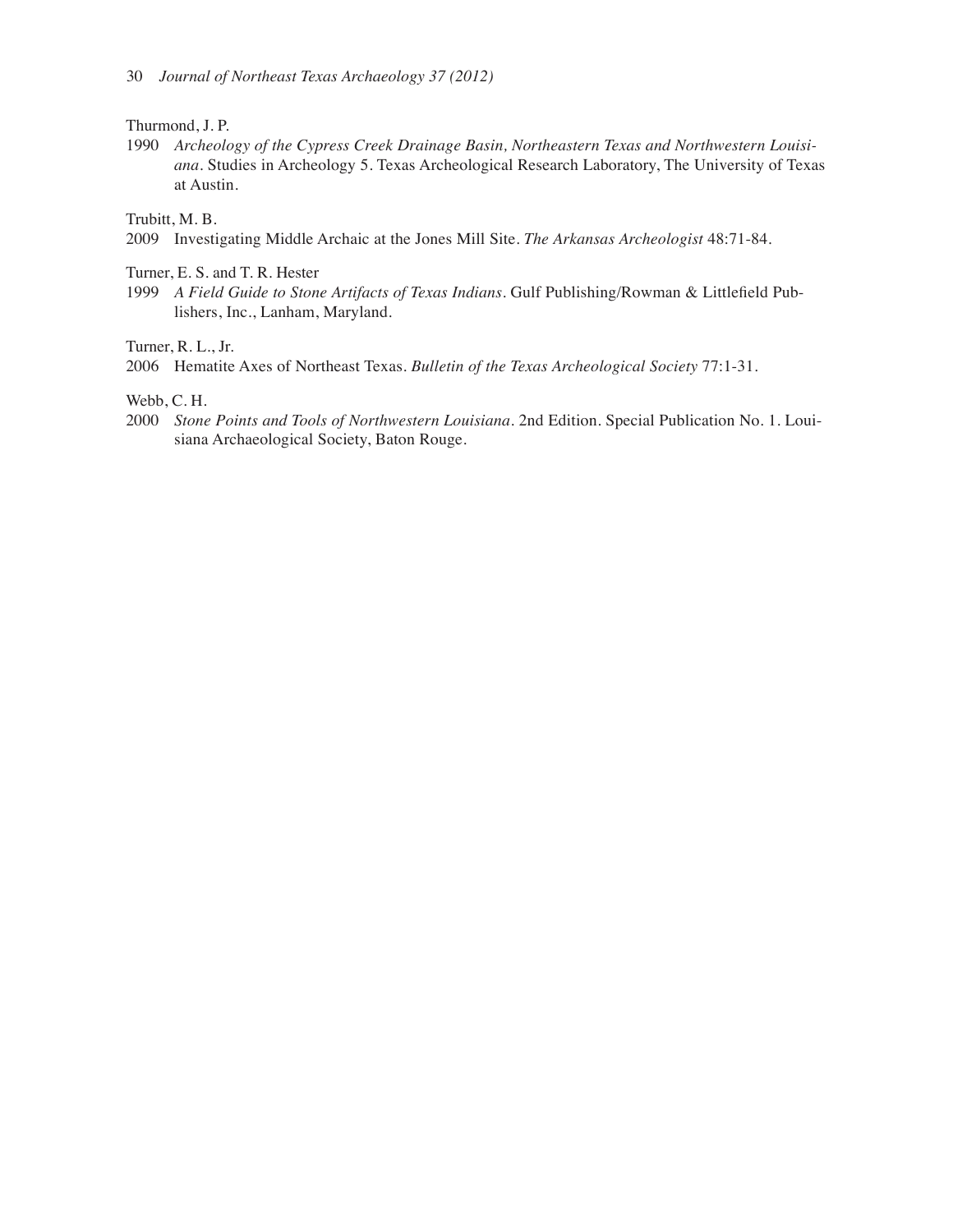Thurmond, J. P.

1990 *Archeology of the Cypress Creek Drainage Basin, Northeastern Texas and Northwestern Louisiana*. Studies in Archeology 5. Texas Archeological Research Laboratory, The University of Texas at Austin.

Trubitt, M. B.

2009 Investigating Middle Archaic at the Jones Mill Site. *The Arkansas Archeologist* 48:71-84.

Turner, E. S. and T. R. Hester

1999 *A Field Guide to Stone Artifacts of Texas Indians*. Gulf Publishing/Rowman & Littlefield Publishers, Inc., Lanham, Maryland.

Turner, R. L., Jr.

2006 Hematite Axes of Northeast Texas. *Bulletin of the Texas Archeological Society* 77:1-31.

Webb, C. H.

2000 *Stone Points and Tools of Northwestern Louisiana*. 2nd Edition. Special Publication No. 1. Louisiana Archaeological Society, Baton Rouge.